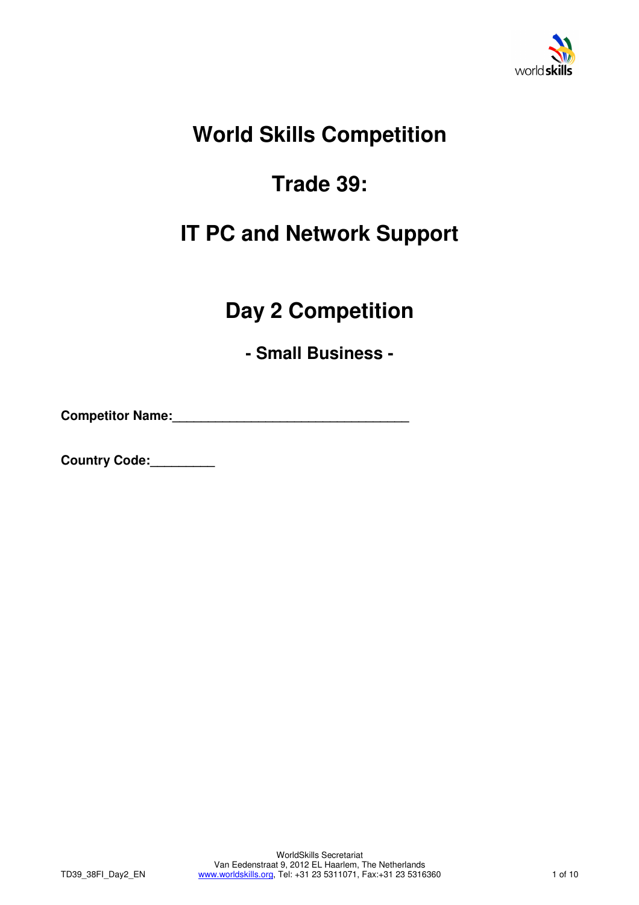# World Skills Competition

# Trade 39:

# IT PC and Network Support

## Day 2 Competition

### - Small Business -

**Competitor Name:________________________________**

**Country Code:_________**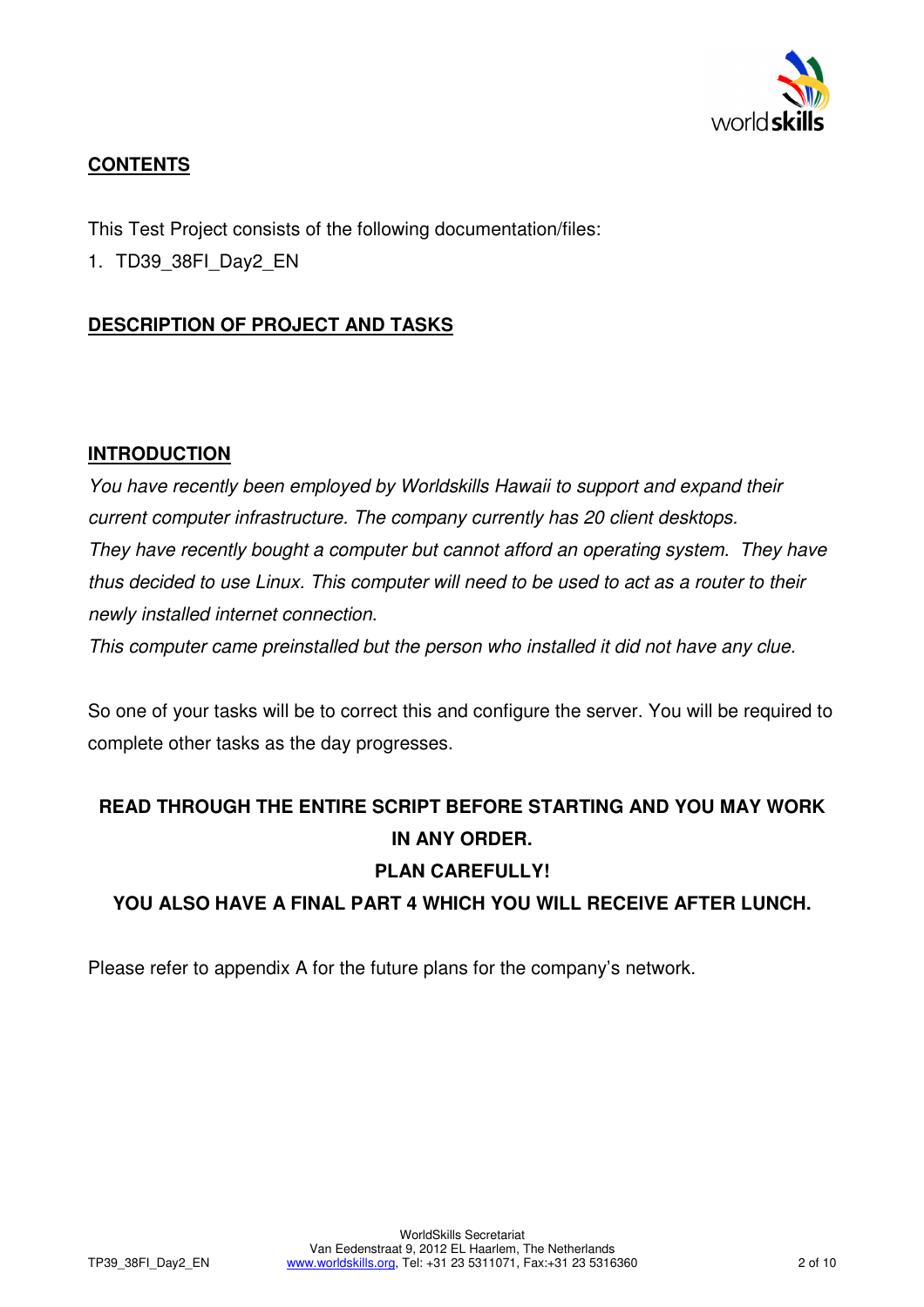## CONTENTS

This Test Project consists of the following documentation/files:

1. TD39_38FI_Day2_EN

## DESCRIPTION OF PROJECT AND TASKS

## INTRODUCTION

*You have recently been employed by Worldskills Hawaii to support and expand their current computer infrastructure. The company currently has 20 client desktops.*
*They have recently bought a computer but cannot afford an operating system. They have thus decided to use Linux. This computer will need to be used to act as a router to their newly installed internet connection.*
*This computer came preinstalled but the person who installed it did not have any clue.*

So one of your tasks will be to correct this and configure the server. You will be required to complete other tasks as the day progresses.

**READ THROUGH THE ENTIRE SCRIPT BEFORE STARTING AND YOU MAY WORK IN ANY ORDER.**

**PLAN CAREFULLY!**

**YOU ALSO HAVE A FINAL PART 4 WHICH YOU WILL RECEIVE AFTER LUNCH.**

Please refer to appendix A for the future plans for the company's network.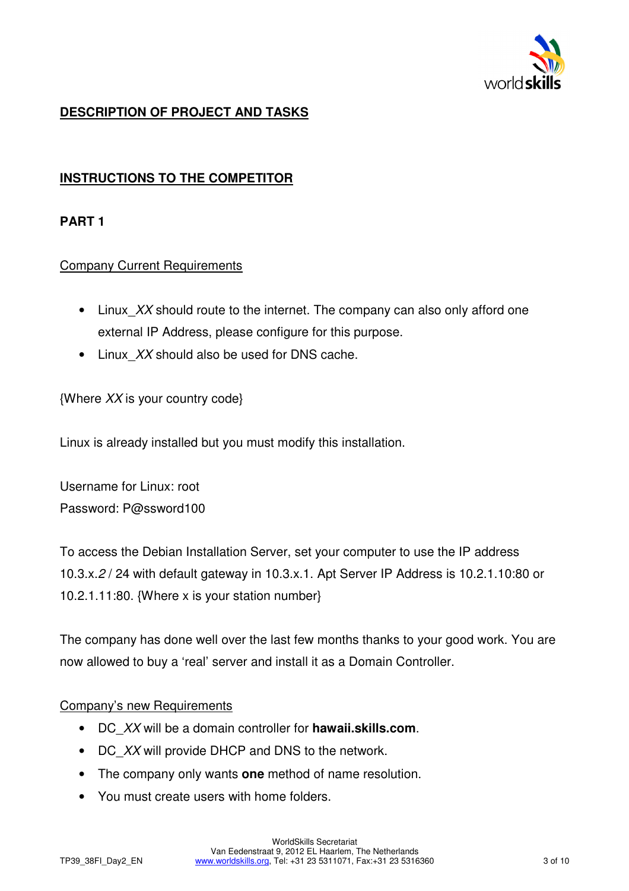## DESCRIPTION OF PROJECT AND TASKS

## INSTRUCTIONS TO THE COMPETITOR

### PART 1

Company Current Requirements

- Linux_*XX* should route to the internet. The company can also only afford one external IP Address, please configure for this purpose.
- Linux_*XX* should also be used for DNS cache.

{Where *XX* is your country code}

Linux is already installed but you must modify this installation.

Username for Linux: root
Password: P@ssword100

To access the Debian Installation Server, set your computer to use the IP address 10.3.x.*2* / 24 with default gateway in 10.3.x.1. Apt Server IP Address is 10.2.1.10:80 or 10.2.1.11:80. {Where x is your station number}

The company has done well over the last few months thanks to your good work. You are now allowed to buy a 'real' server and install it as a Domain Controller.

Company's new Requirements

- DC_*XX* will be a domain controller for **hawaii.skills.com**.
- DC_*XX* will provide DHCP and DNS to the network.
- The company only wants **one** method of name resolution.
- You must create users with home folders.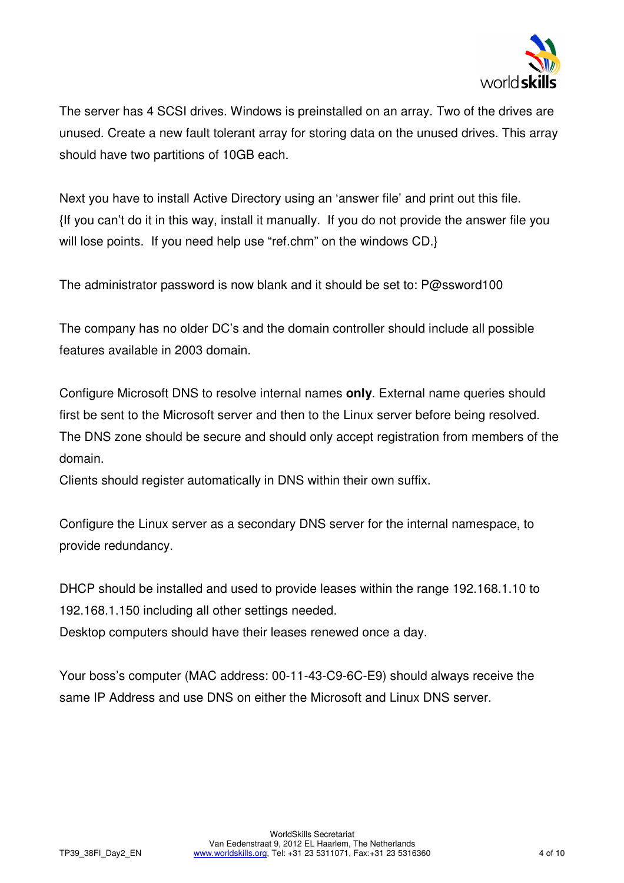The server has 4 SCSI drives. Windows is preinstalled on an array. Two of the drives are unused. Create a new fault tolerant array for storing data on the unused drives. This array should have two partitions of 10GB each.

Next you have to install Active Directory using an 'answer file' and print out this file. {If you can't do it in this way, install it manually. If you do not provide the answer file you will lose points. If you need help use "ref.chm" on the windows CD.}

The administrator password is now blank and it should be set to: P@ssword100

The company has no older DC's and the domain controller should include all possible features available in 2003 domain.

Configure Microsoft DNS to resolve internal names **only**. External name queries should first be sent to the Microsoft server and then to the Linux server before being resolved. The DNS zone should be secure and should only accept registration from members of the domain.
Clients should register automatically in DNS within their own suffix.

Configure the Linux server as a secondary DNS server for the internal namespace, to provide redundancy.

DHCP should be installed and used to provide leases within the range 192.168.1.10 to 192.168.1.150 including all other settings needed.
Desktop computers should have their leases renewed once a day.

Your boss's computer (MAC address: 00-11-43-C9-6C-E9) should always receive the same IP Address and use DNS on either the Microsoft and Linux DNS server.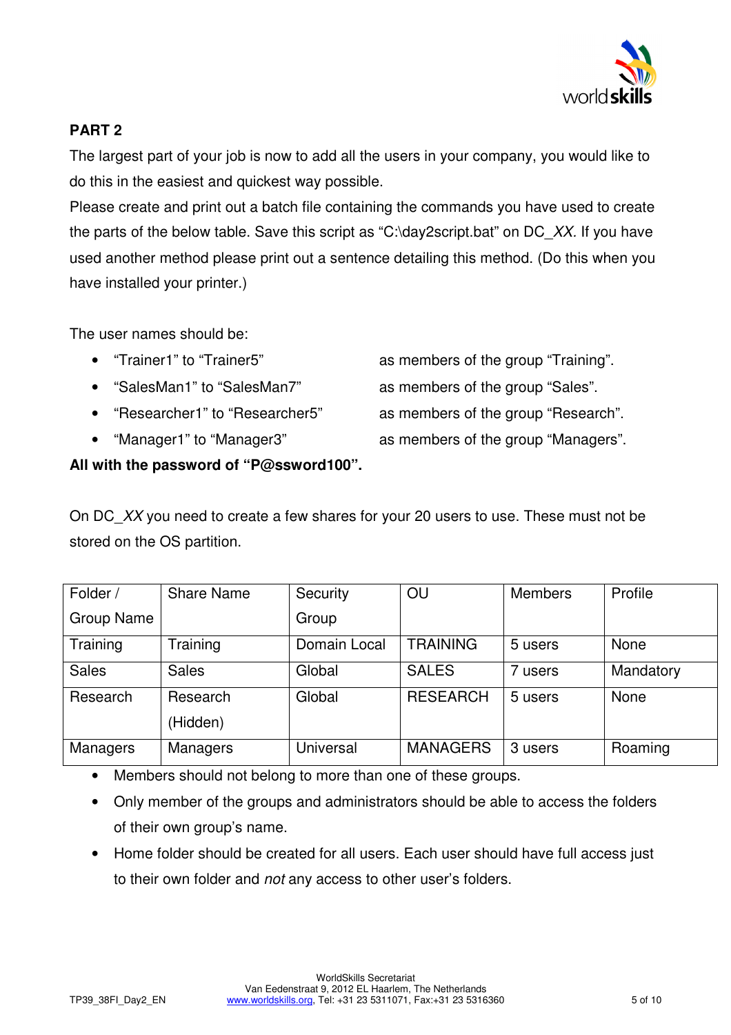**PART 2**

The largest part of your job is now to add all the users in your company, you would like to do this in the easiest and quickest way possible.

Please create and print out a batch file containing the commands you have used to create the parts of the below table. Save this script as "C:\day2script.bat" on DC_*XX*. If you have used another method please print out a sentence detailing this method. (Do this when you have installed your printer.)

The user names should be:

- "Trainer1" to "Trainer5" as members of the group "Training".
- "SalesMan1" to "SalesMan7" as members of the group "Sales".
- "Researcher1" to "Researcher5" as members of the group "Research".
- "Manager1" to "Manager3" as members of the group "Managers".

**All with the password of "P@ssword100".**

On DC_*XX* you need to create a few shares for your 20 users to use. These must not be stored on the OS partition.

| Folder / Group Name | Share Name | Security Group | OU | Members | Profile |
|---|---|---|---|---|---|
| Training | Training | Domain Local | TRAINING | 5 users | None |
| Sales | Sales | Global | SALES | 7 users | Mandatory |
| Research | Research (Hidden) | Global | RESEARCH | 5 users | None |
| Managers | Managers | Universal | MANAGERS | 3 users | Roaming |

- Members should not belong to more than one of these groups.
- Only member of the groups and administrators should be able to access the folders of their own group's name.
- Home folder should be created for all users. Each user should have full access just to their own folder and *not* any access to other user's folders.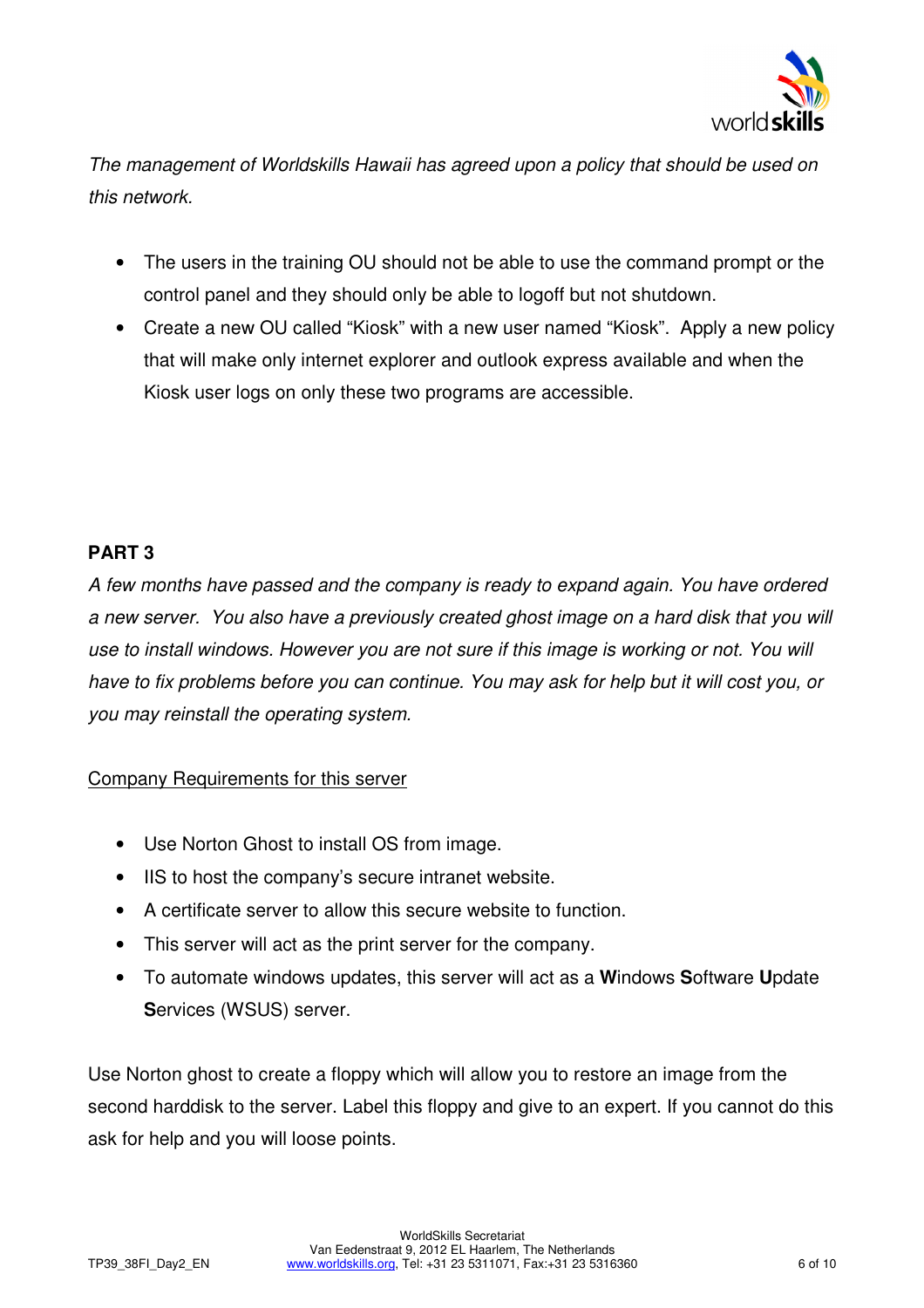*The management of Worldskills Hawaii has agreed upon a policy that should be used on this network.*

- The users in the training OU should not be able to use the command prompt or the control panel and they should only be able to logoff but not shutdown.
- Create a new OU called "Kiosk" with a new user named "Kiosk". Apply a new policy that will make only internet explorer and outlook express available and when the Kiosk user logs on only these two programs are accessible.

**PART 3**

*A few months have passed and the company is ready to expand again. You have ordered a new server. You also have a previously created ghost image on a hard disk that you will use to install windows. However you are not sure if this image is working or not. You will have to fix problems before you can continue. You may ask for help but it will cost you, or you may reinstall the operating system.*

<u>Company Requirements for this server</u>

- Use Norton Ghost to install OS from image.
- IIS to host the company's secure intranet website.
- A certificate server to allow this secure website to function.
- This server will act as the print server for the company.
- To automate windows updates, this server will act as a **W**indows **S**oftware **U**pdate **S**ervices (WSUS) server.

Use Norton ghost to create a floppy which will allow you to restore an image from the second harddisk to the server. Label this floppy and give to an expert. If you cannot do this ask for help and you will loose points.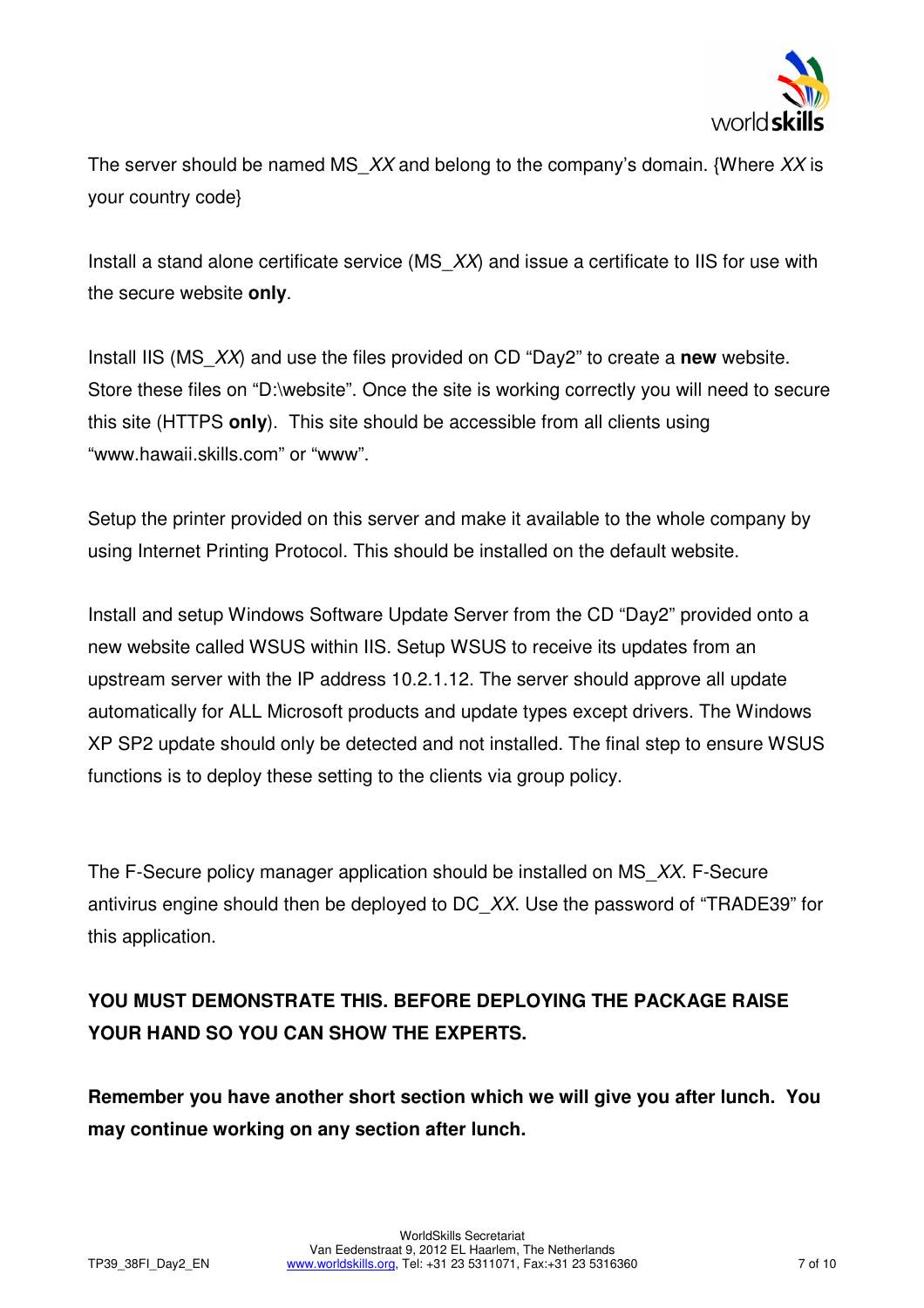The server should be named MS_*XX* and belong to the company's domain. {Where *XX* is your country code}

Install a stand alone certificate service (MS_*XX*) and issue a certificate to IIS for use with the secure website **only**.

Install IIS (MS_*XX*) and use the files provided on CD "Day2" to create a **new** website. Store these files on "D:\website". Once the site is working correctly you will need to secure this site (HTTPS **only**). This site should be accessible from all clients using "www.hawaii.skills.com" or "www".

Setup the printer provided on this server and make it available to the whole company by using Internet Printing Protocol. This should be installed on the default website.

Install and setup Windows Software Update Server from the CD "Day2" provided onto a new website called WSUS within IIS. Setup WSUS to receive its updates from an upstream server with the IP address 10.2.1.12. The server should approve all update automatically for ALL Microsoft products and update types except drivers. The Windows XP SP2 update should only be detected and not installed. The final step to ensure WSUS functions is to deploy these setting to the clients via group policy.

The F-Secure policy manager application should be installed on MS_*XX*. F-Secure antivirus engine should then be deployed to DC_*XX*. Use the password of "TRADE39" for this application.

**YOU MUST DEMONSTRATE THIS. BEFORE DEPLOYING THE PACKAGE RAISE YOUR HAND SO YOU CAN SHOW THE EXPERTS.**

**Remember you have another short section which we will give you after lunch. You may continue working on any section after lunch.**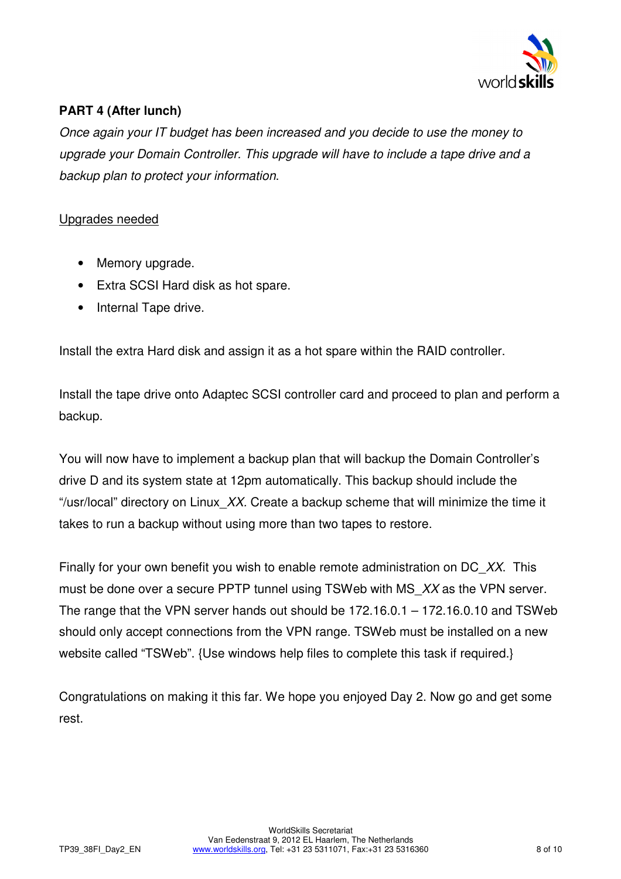**PART 4 (After lunch)**

*Once again your IT budget has been increased and you decide to use the money to upgrade your Domain Controller. This upgrade will have to include a tape drive and a backup plan to protect your information.*

Upgrades needed

- Memory upgrade.
- Extra SCSI Hard disk as hot spare.
- Internal Tape drive.

Install the extra Hard disk and assign it as a hot spare within the RAID controller.

Install the tape drive onto Adaptec SCSI controller card and proceed to plan and perform a backup.

You will now have to implement a backup plan that will backup the Domain Controller's drive D and its system state at 12pm automatically. This backup should include the "/usr/local" directory on Linux_*XX*. Create a backup scheme that will minimize the time it takes to run a backup without using more than two tapes to restore.

Finally for your own benefit you wish to enable remote administration on DC_*XX*. This must be done over a secure PPTP tunnel using TSWeb with MS_*XX* as the VPN server. The range that the VPN server hands out should be 172.16.0.1 – 172.16.0.10 and TSWeb should only accept connections from the VPN range. TSWeb must be installed on a new website called "TSWeb". {Use windows help files to complete this task if required.}

Congratulations on making it this far. We hope you enjoyed Day 2. Now go and get some rest.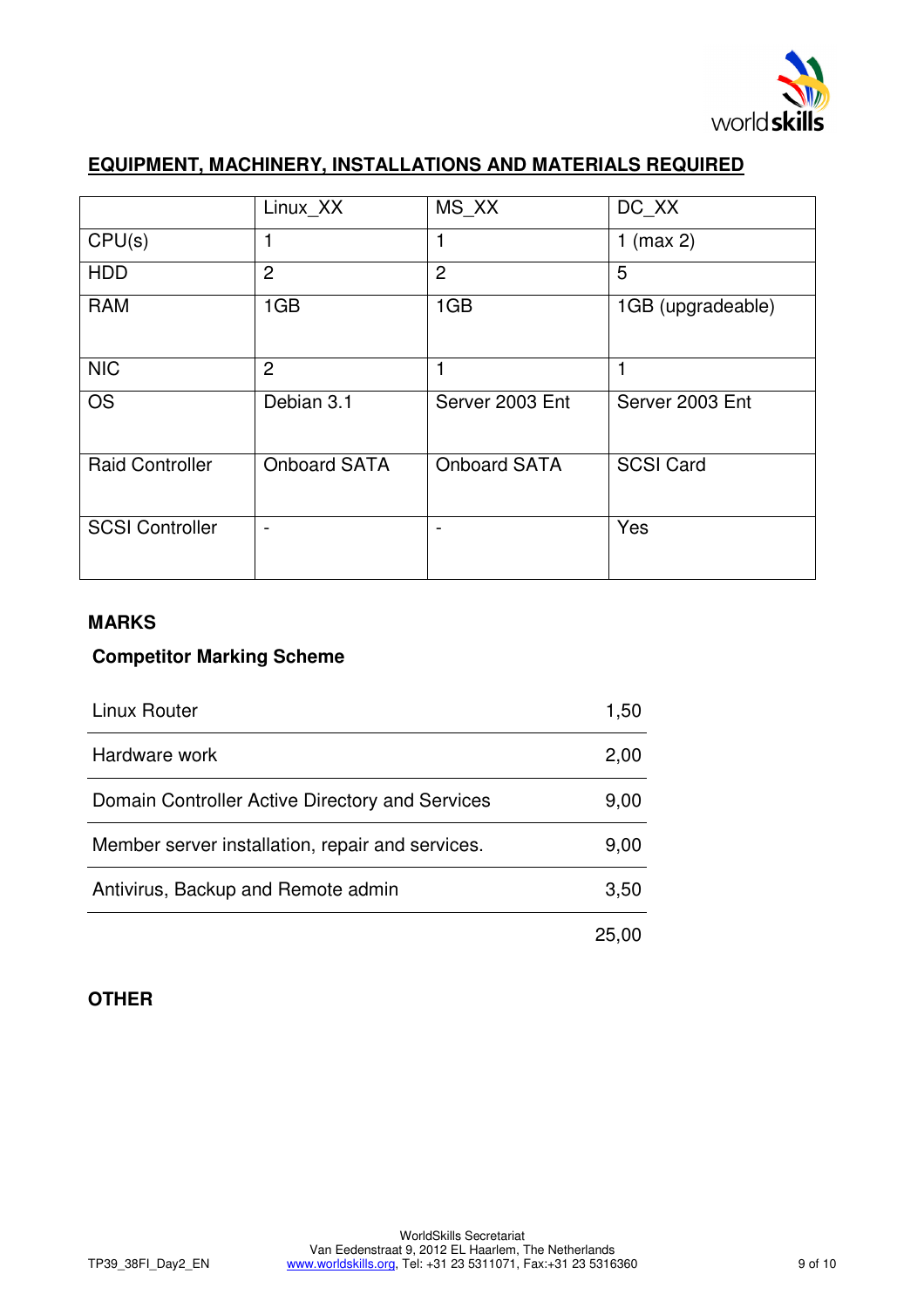## EQUIPMENT, MACHINERY, INSTALLATIONS AND MATERIALS REQUIRED

| | Linux_XX | MS_XX | DC_XX |
|---|---|---|---|
| CPU(s) | 1 | 1 | 1 (max 2) |
| HDD | 2 | 2 | 5 |
| RAM | 1GB | 1GB | 1GB (upgradeable) |
| NIC | 2 | 1 | 1 |
| OS | Debian 3.1 | Server 2003 Ent | Server 2003 Ent |
| Raid Controller | Onboard SATA | Onboard SATA | SCSI Card |
| SCSI Controller | - | - | Yes |

## MARKS

### Competitor Marking Scheme

| | |
|---|---|
| Linux Router | 1,50 |
| Hardware work | 2,00 |
| Domain Controller Active Directory and Services | 9,00 |
| Member server installation, repair and services. | 9,00 |
| Antivirus, Backup and Remote admin | 3,50 |
| | 25,00 |

## OTHER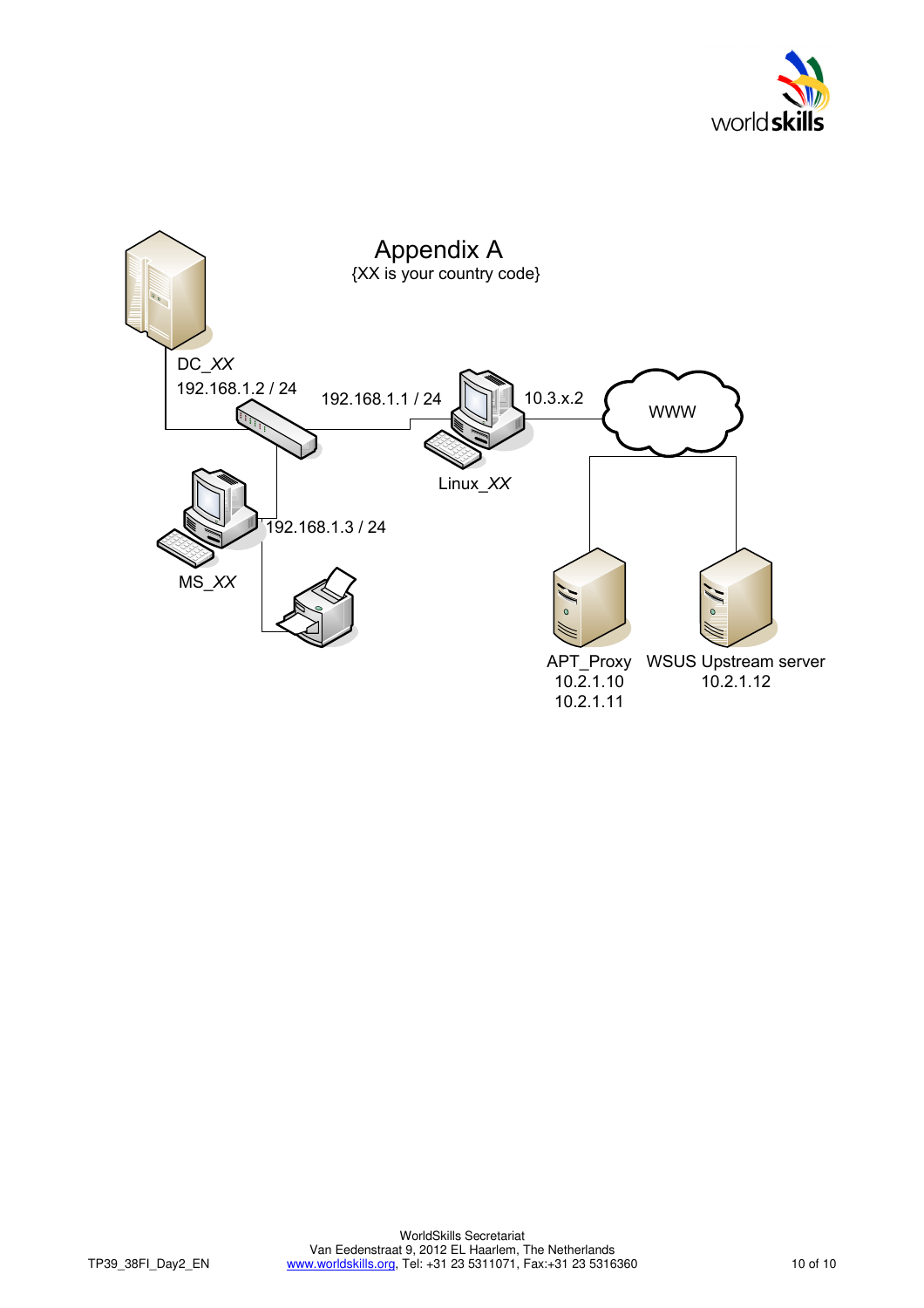# Appendix A

{XX is your country code}

DC_*XX*
192.168.1.2 / 24

192.168.1.1 / 24

10.3.x.2

WWW

Linux_*XX*

192.168.1.3 / 24

MS_*XX*

APT_Proxy
10.2.1.10
10.2.1.11

WSUS Upstream server
10.2.1.12